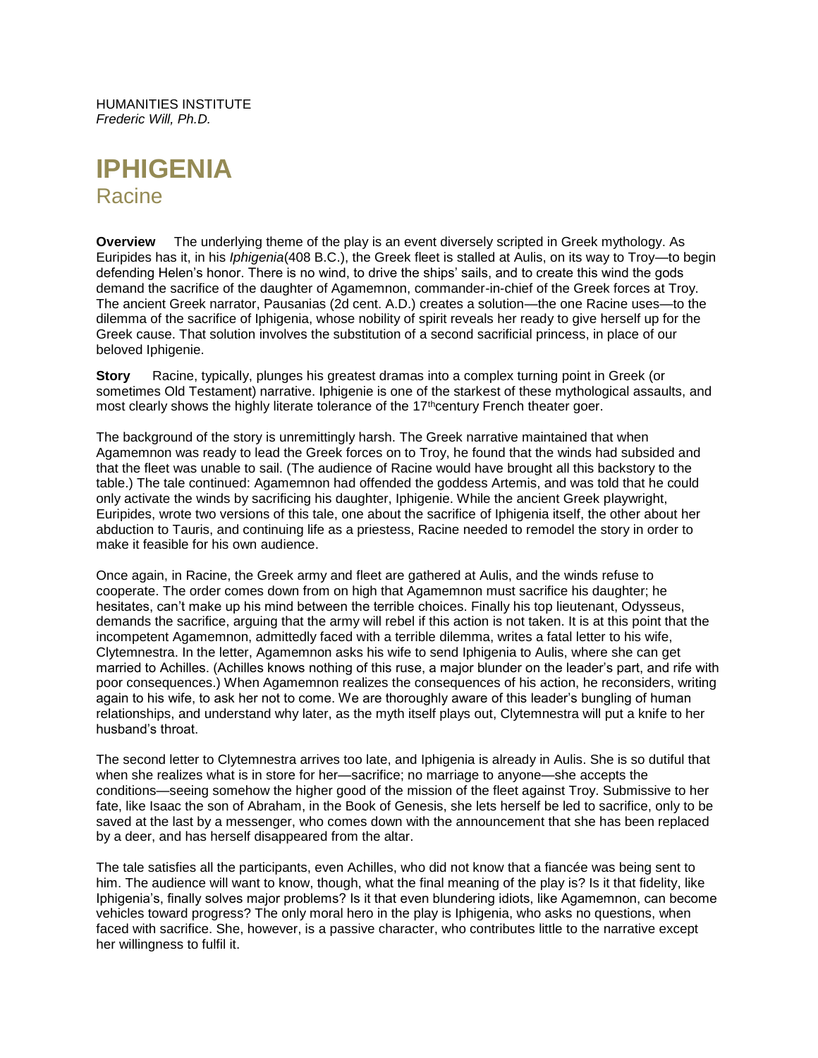HUMANITIES INSTITUTE
*Frederic Will, Ph.D.*

# IPHIGENIA
## Racine

**Overview** The underlying theme of the play is an event diversely scripted in Greek mythology. As Euripides has it, in his *Iphigenia*(408 B.C.), the Greek fleet is stalled at Aulis, on its way to Troy—to begin defending Helen's honor. There is no wind, to drive the ships' sails, and to create this wind the gods demand the sacrifice of the daughter of Agamemnon, commander-in-chief of the Greek forces at Troy. The ancient Greek narrator, Pausanias (2d cent. A.D.) creates a solution—the one Racine uses—to the dilemma of the sacrifice of Iphigenia, whose nobility of spirit reveals her ready to give herself up for the Greek cause. That solution involves the substitution of a second sacrificial princess, in place of our beloved Iphigenie.

**Story** Racine, typically, plunges his greatest dramas into a complex turning point in Greek (or sometimes Old Testament) narrative. Iphigenie is one of the starkest of these mythological assaults, and most clearly shows the highly literate tolerance of the 17thcentury French theater goer.

The background of the story is unremittingly harsh. The Greek narrative maintained that when Agamemnon was ready to lead the Greek forces on to Troy, he found that the winds had subsided and that the fleet was unable to sail. (The audience of Racine would have brought all this backstory to the table.) The tale continued: Agamemnon had offended the goddess Artemis, and was told that he could only activate the winds by sacrificing his daughter, Iphigenie. While the ancient Greek playwright, Euripides, wrote two versions of this tale, one about the sacrifice of Iphigenia itself, the other about her abduction to Tauris, and continuing life as a priestess, Racine needed to remodel the story in order to make it feasible for his own audience.

Once again, in Racine, the Greek army and fleet are gathered at Aulis, and the winds refuse to cooperate. The order comes down from on high that Agamemnon must sacrifice his daughter; he hesitates, can't make up his mind between the terrible choices. Finally his top lieutenant, Odysseus, demands the sacrifice, arguing that the army will rebel if this action is not taken. It is at this point that the incompetent Agamemnon, admittedly faced with a terrible dilemma, writes a fatal letter to his wife, Clytemnestra. In the letter, Agamemnon asks his wife to send Iphigenia to Aulis, where she can get married to Achilles. (Achilles knows nothing of this ruse, a major blunder on the leader's part, and rife with poor consequences.) When Agamemnon realizes the consequences of his action, he reconsiders, writing again to his wife, to ask her not to come. We are thoroughly aware of this leader's bungling of human relationships, and understand why later, as the myth itself plays out, Clytemnestra will put a knife to her husband's throat.

The second letter to Clytemnestra arrives too late, and Iphigenia is already in Aulis. She is so dutiful that when she realizes what is in store for her—sacrifice; no marriage to anyone—she accepts the conditions—seeing somehow the higher good of the mission of the fleet against Troy. Submissive to her fate, like Isaac the son of Abraham, in the Book of Genesis, she lets herself be led to sacrifice, only to be saved at the last by a messenger, who comes down with the announcement that she has been replaced by a deer, and has herself disappeared from the altar.

The tale satisfies all the participants, even Achilles, who did not know that a fiancée was being sent to him. The audience will want to know, though, what the final meaning of the play is? Is it that fidelity, like Iphigenia's, finally solves major problems? Is it that even blundering idiots, like Agamemnon, can become vehicles toward progress? The only moral hero in the play is Iphigenia, who asks no questions, when faced with sacrifice. She, however, is a passive character, who contributes little to the narrative except her willingness to fulfil it.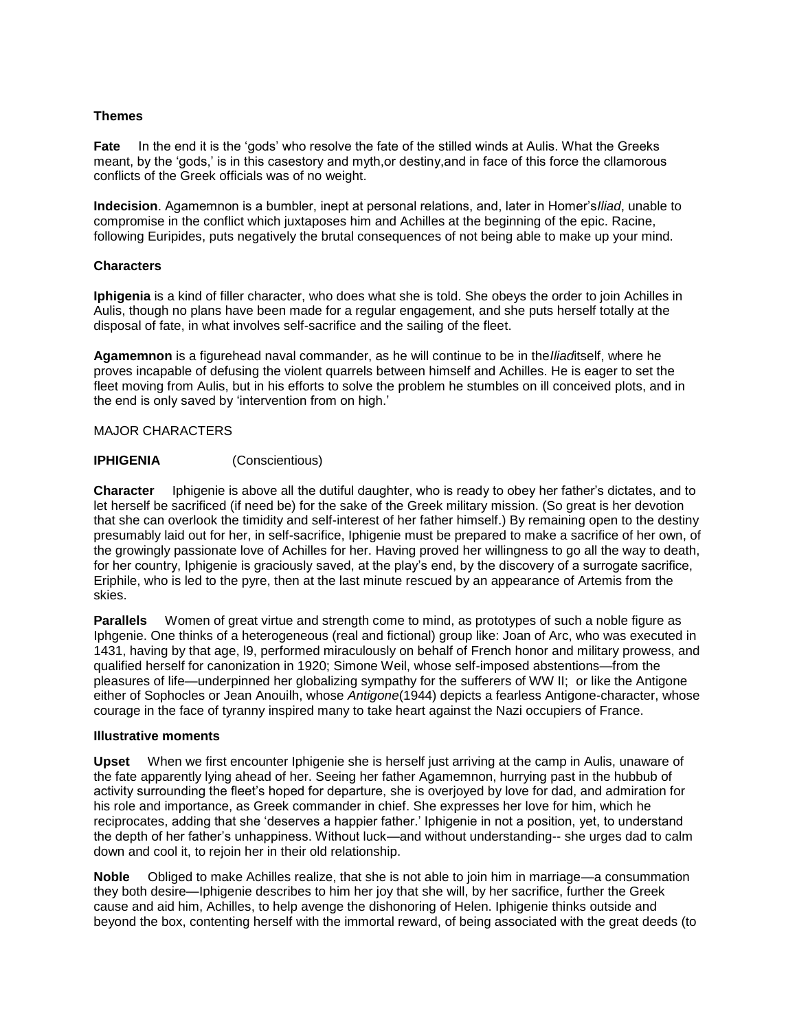### Themes

**Fate** In the end it is the 'gods' who resolve the fate of the stilled winds at Aulis. What the Greeks meant, by the 'gods,' is in this casestory and myth,or destiny,and in face of this force the cllamorous conflicts of the Greek officials was of no weight.

**Indecision**. Agamemnon is a bumbler, inept at personal relations, and, later in Homer's*Iliad*, unable to compromise in the conflict which juxtaposes him and Achilles at the beginning of the epic. Racine, following Euripides, puts negatively the brutal consequences of not being able to make up your mind.

### Characters

**Iphigenia** is a kind of filler character, who does what she is told. She obeys the order to join Achilles in Aulis, though no plans have been made for a regular engagement, and she puts herself totally at the disposal of fate, in what involves self-sacrifice and the sailing of the fleet.

**Agamemnon** is a figurehead naval commander, as he will continue to be in the*Iliad*itself, where he proves incapable of defusing the violent quarrels between himself and Achilles. He is eager to set the fleet moving from Aulis, but in his efforts to solve the problem he stumbles on ill conceived plots, and in the end is only saved by 'intervention from on high.'

MAJOR CHARACTERS

**IPHIGENIA** (Conscientious)

**Character** Iphigenie is above all the dutiful daughter, who is ready to obey her father's dictates, and to let herself be sacrificed (if need be) for the sake of the Greek military mission. (So great is her devotion that she can overlook the timidity and self-interest of her father himself.) By remaining open to the destiny presumably laid out for her, in self-sacrifice, Iphigenie must be prepared to make a sacrifice of her own, of the growingly passionate love of Achilles for her. Having proved her willingness to go all the way to death, for her country, Iphigenie is graciously saved, at the play's end, by the discovery of a surrogate sacrifice, Eriphile, who is led to the pyre, then at the last minute rescued by an appearance of Artemis from the skies.

**Parallels** Women of great virtue and strength come to mind, as prototypes of such a noble figure as Iphgenie. One thinks of a heterogeneous (real and fictional) group like: Joan of Arc, who was executed in 1431, having by that age, l9, performed miraculously on behalf of French honor and military prowess, and qualified herself for canonization in 1920; Simone Weil, whose self-imposed abstentions—from the pleasures of life—underpinned her globalizing sympathy for the sufferers of WW II; or like the Antigone either of Sophocles or Jean Anouilh, whose *Antigone*(1944) depicts a fearless Antigone-character, whose courage in the face of tyranny inspired many to take heart against the Nazi occupiers of France.

### Illustrative moments

**Upset** When we first encounter Iphigenie she is herself just arriving at the camp in Aulis, unaware of the fate apparently lying ahead of her. Seeing her father Agamemnon, hurrying past in the hubbub of activity surrounding the fleet's hoped for departure, she is overjoyed by love for dad, and admiration for his role and importance, as Greek commander in chief. She expresses her love for him, which he reciprocates, adding that she 'deserves a happier father.' Iphigenie in not a position, yet, to understand the depth of her father's unhappiness. Without luck—and without understanding-- she urges dad to calm down and cool it, to rejoin her in their old relationship.

**Noble** Obliged to make Achilles realize, that she is not able to join him in marriage—a consummation they both desire—Iphigenie describes to him her joy that she will, by her sacrifice, further the Greek cause and aid him, Achilles, to help avenge the dishonoring of Helen. Iphigenie thinks outside and beyond the box, contenting herself with the immortal reward, of being associated with the great deeds (to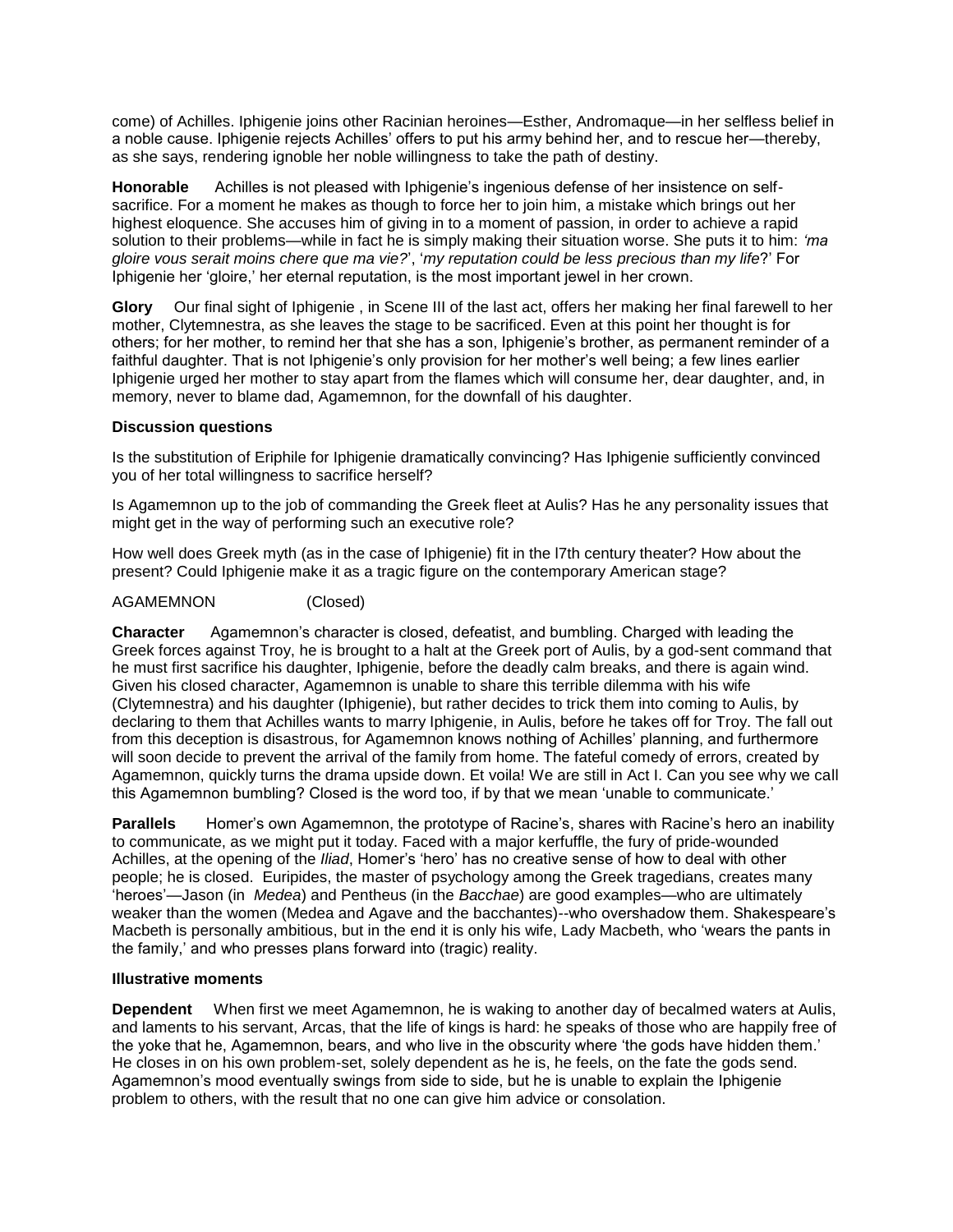come) of Achilles. Iphigenie joins other Racinian heroines—Esther, Andromaque—in her selfless belief in a noble cause. Iphigenie rejects Achilles' offers to put his army behind her, and to rescue her—thereby, as she says, rendering ignoble her noble willingness to take the path of destiny.

**Honorable** Achilles is not pleased with Iphigenie's ingenious defense of her insistence on self-sacrifice. For a moment he makes as though to force her to join him, a mistake which brings out her highest eloquence. She accuses him of giving in to a moment of passion, in order to achieve a rapid solution to their problems—while in fact he is simply making their situation worse. She puts it to him: *'ma gloire vous serait moins chere que ma vie?'*, '*my reputation could be less precious than my life*?' For Iphigenie her 'gloire,' her eternal reputation, is the most important jewel in her crown.

**Glory** Our final sight of Iphigenie , in Scene III of the last act, offers her making her final farewell to her mother, Clytemnestra, as she leaves the stage to be sacrificed. Even at this point her thought is for others; for her mother, to remind her that she has a son, Iphigenie's brother, as permanent reminder of a faithful daughter. That is not Iphigenie's only provision for her mother's well being; a few lines earlier Iphigenie urged her mother to stay apart from the flames which will consume her, dear daughter, and, in memory, never to blame dad, Agamemnon, for the downfall of his daughter.

**Discussion questions**

Is the substitution of Eriphile for Iphigenie dramatically convincing? Has Iphigenie sufficiently convinced you of her total willingness to sacrifice herself?

Is Agamemnon up to the job of commanding the Greek fleet at Aulis? Has he any personality issues that might get in the way of performing such an executive role?

How well does Greek myth (as in the case of Iphigenie) fit in the l7th century theater? How about the present? Could Iphigenie make it as a tragic figure on the contemporary American stage?

AGAMEMNON (Closed)

**Character** Agamemnon's character is closed, defeatist, and bumbling. Charged with leading the Greek forces against Troy, he is brought to a halt at the Greek port of Aulis, by a god-sent command that he must first sacrifice his daughter, Iphigenie, before the deadly calm breaks, and there is again wind. Given his closed character, Agamemnon is unable to share this terrible dilemma with his wife (Clytemnestra) and his daughter (Iphigenie), but rather decides to trick them into coming to Aulis, by declaring to them that Achilles wants to marry Iphigenie, in Aulis, before he takes off for Troy. The fall out from this deception is disastrous, for Agamemnon knows nothing of Achilles' planning, and furthermore will soon decide to prevent the arrival of the family from home. The fateful comedy of errors, created by Agamemnon, quickly turns the drama upside down. Et voila! We are still in Act I. Can you see why we call this Agamemnon bumbling? Closed is the word too, if by that we mean 'unable to communicate.'

**Parallels** Homer's own Agamemnon, the prototype of Racine's, shares with Racine's hero an inability to communicate, as we might put it today. Faced with a major kerfuffle, the fury of pride-wounded Achilles, at the opening of the *Iliad*, Homer's 'hero' has no creative sense of how to deal with other people; he is closed. Euripides, the master of psychology among the Greek tragedians, creates many 'heroes'—Jason (in *Medea*) and Pentheus (in the *Bacchae*) are good examples—who are ultimately weaker than the women (Medea and Agave and the bacchantes)--who overshadow them. Shakespeare's Macbeth is personally ambitious, but in the end it is only his wife, Lady Macbeth, who 'wears the pants in the family,' and who presses plans forward into (tragic) reality.

**Illustrative moments**

**Dependent** When first we meet Agamemnon, he is waking to another day of becalmed waters at Aulis, and laments to his servant, Arcas, that the life of kings is hard: he speaks of those who are happily free of the yoke that he, Agamemnon, bears, and who live in the obscurity where 'the gods have hidden them.' He closes in on his own problem-set, solely dependent as he is, he feels, on the fate the gods send. Agamemnon's mood eventually swings from side to side, but he is unable to explain the Iphigenie problem to others, with the result that no one can give him advice or consolation.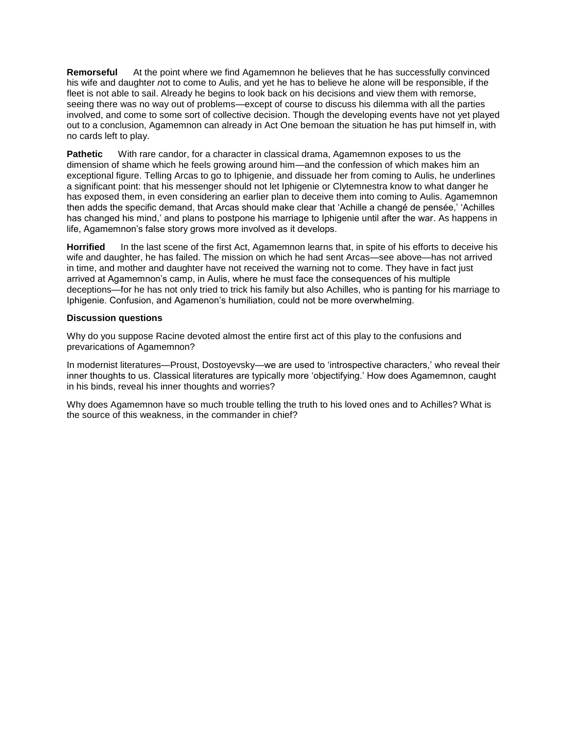**Remorseful** At the point where we find Agamemnon he believes that he has successfully convinced his wife and daughter *no*t to come to Aulis, and yet he has to believe he alone will be responsible, if the fleet is not able to sail. Already he begins to look back on his decisions and view them with remorse, seeing there was no way out of problems—except of course to discuss his dilemma with all the parties involved, and come to some sort of collective decision. Though the developing events have not yet played out to a conclusion, Agamemnon can already in Act One bemoan the situation he has put himself in, with no cards left to play.

**Pathetic** With rare candor, for a character in classical drama, Agamemnon exposes to us the dimension of shame which he feels growing around him—and the confession of which makes him an exceptional figure. Telling Arcas to go to Iphigenie, and dissuade her from coming to Aulis, he underlines a significant point: that his messenger should not let Iphigenie or Clytemnestra know to what danger he has exposed them, in even considering an earlier plan to deceive them into coming to Aulis. Agamemnon then adds the specific demand, that Arcas should make clear that 'Achille a changé de pensée,' 'Achilles has changed his mind,' and plans to postpone his marriage to Iphigenie until after the war. As happens in life, Agamemnon's false story grows more involved as it develops.

**Horrified** In the last scene of the first Act, Agamemnon learns that, in spite of his efforts to deceive his wife and daughter, he has failed. The mission on which he had sent Arcas—see above—has not arrived in time, and mother and daughter have not received the warning not to come. They have in fact just arrived at Agamemnon's camp, in Aulis, where he must face the consequences of his multiple deceptions—for he has not only tried to trick his family but also Achilles, who is panting for his marriage to Iphigenie. Confusion, and Agamenon's humiliation, could not be more overwhelming.

**Discussion questions**

Why do you suppose Racine devoted almost the entire first act of this play to the confusions and prevarications of Agamemnon?

In modernist literatures—Proust, Dostoyevsky—we are used to 'introspective characters,' who reveal their inner thoughts to us. Classical literatures are typically more 'objectifying.' How does Agamemnon, caught in his binds, reveal his inner thoughts and worries?

Why does Agamemnon have so much trouble telling the truth to his loved ones and to Achilles? What is the source of this weakness, in the commander in chief?